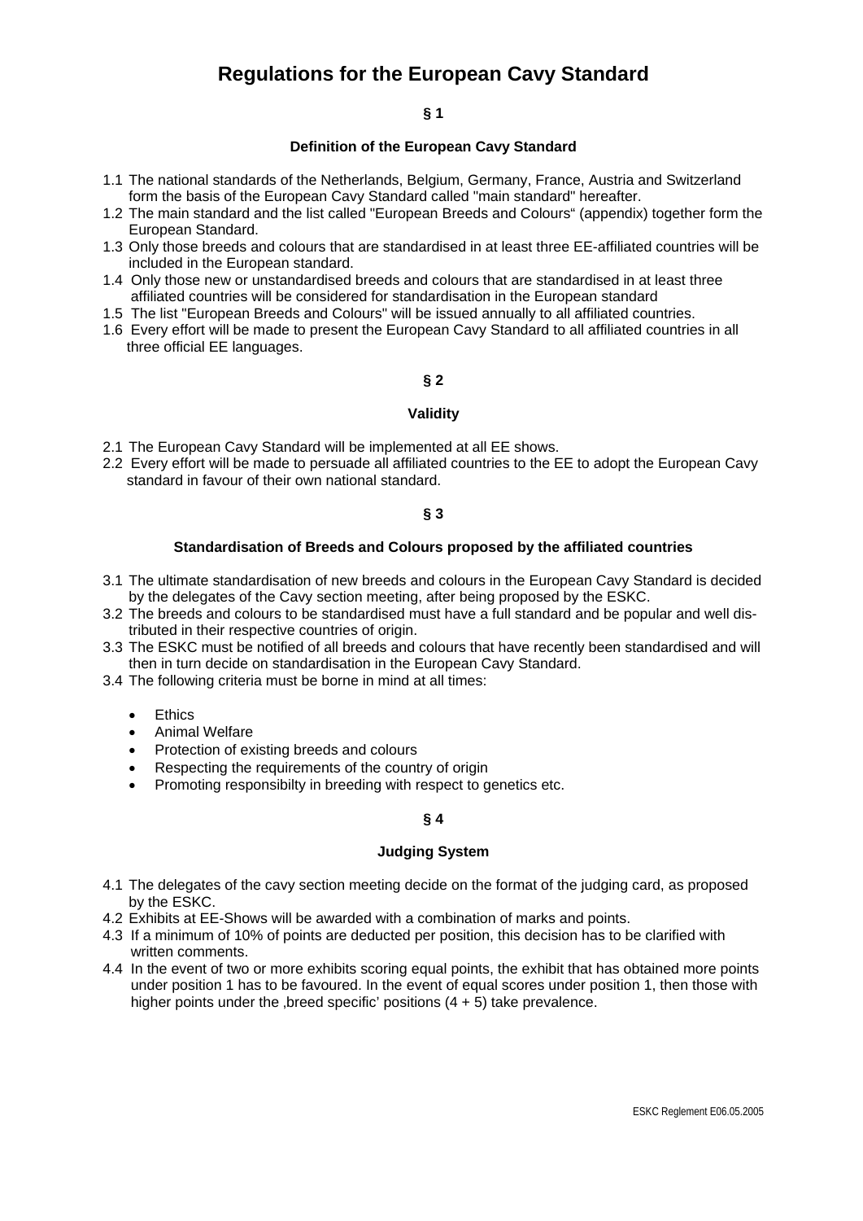# Regulations for the European Cavy Standard

## § 1

### Definition of the European Cavy Standard

1.1 The national standards of the Netherlands, Belgium, Germany, France, Austria and Switzerland form the basis of the European Cavy Standard called "main standard" hereafter.

1.2 The main standard and the list called "European Breeds and Colours“ (appendix) together form the European Standard.

1.3 Only those breeds and colours that are standardised in at least three EE-affiliated countries will be included in the European standard.

1.4 Only those new or unstandardised breeds and colours that are standardised in at least three affiliated countries will be considered for standardisation in the European standard

1.5 The list "European Breeds and Colours" will be issued annually to all affiliated countries.

1.6 Every effort will be made to present the European Cavy Standard to all affiliated countries in all three official EE languages.

## § 2

### Validity

2.1 The European Cavy Standard will be implemented at all EE shows.

2.2 Every effort will be made to persuade all affiliated countries to the EE to adopt the European Cavy standard in favour of their own national standard.

## § 3

### Standardisation of Breeds and Colours proposed by the affiliated countries

3.1 The ultimate standardisation of new breeds and colours in the European Cavy Standard is decided by the delegates of the Cavy section meeting, after being proposed by the ESKC.

3.2 The breeds and colours to be standardised must have a full standard and be popular and well distributed in their respective countries of origin.

3.3 The ESKC must be notified of all breeds and colours that have recently been standardised and will then in turn decide on standardisation in the European Cavy Standard.

3.4 The following criteria must be borne in mind at all times:

- Ethics
- Animal Welfare
- Protection of existing breeds and colours
- Respecting the requirements of the country of origin
- Promoting responsibilty in breeding with respect to genetics etc.

## § 4

### Judging System

4.1 The delegates of the cavy section meeting decide on the format of the judging card, as proposed by the ESKC.

4.2 Exhibits at EE-Shows will be awarded with a combination of marks and points.

4.3 If a minimum of 10% of points are deducted per position, this decision has to be clarified with written comments.

4.4 In the event of two or more exhibits scoring equal points, the exhibit that has obtained more points under position 1 has to be favoured. In the event of equal scores under position 1, then those with higher points under the ‚breed specific’ positions (4 + 5) take prevalence.

ESKC Reglement E06.05.2005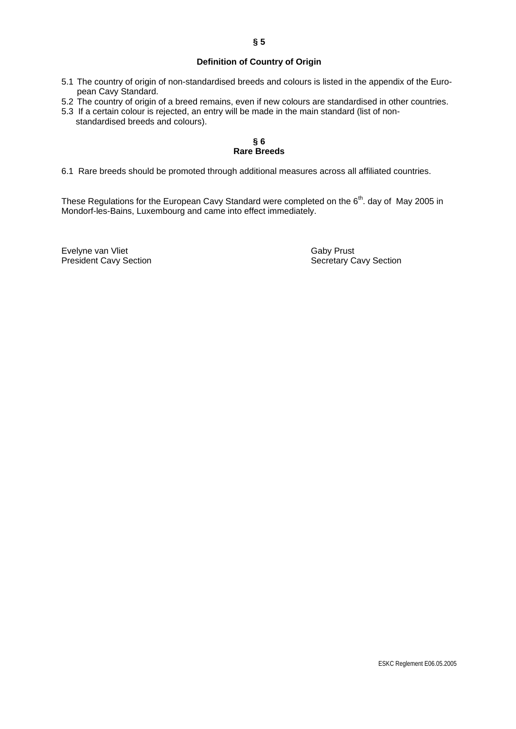## § 5

## Definition of Country of Origin

5.1 The country of origin of non-standardised breeds and colours is listed in the appendix of the European Cavy Standard.
5.2 The country of origin of a breed remains, even if new colours are standardised in other countries.
5.3 If a certain colour is rejected, an entry will be made in the main standard (list of non-standardised breeds and colours).

## § 6
## Rare Breeds

6.1 Rare breeds should be promoted through additional measures across all affiliated countries.

These Regulations for the European Cavy Standard were completed on the 6th. day of May 2005 in Mondorf-les-Bains, Luxembourg and came into effect immediately.

Evelyne van Vliet
President Cavy Section

Gaby Prust
Secretary Cavy Section